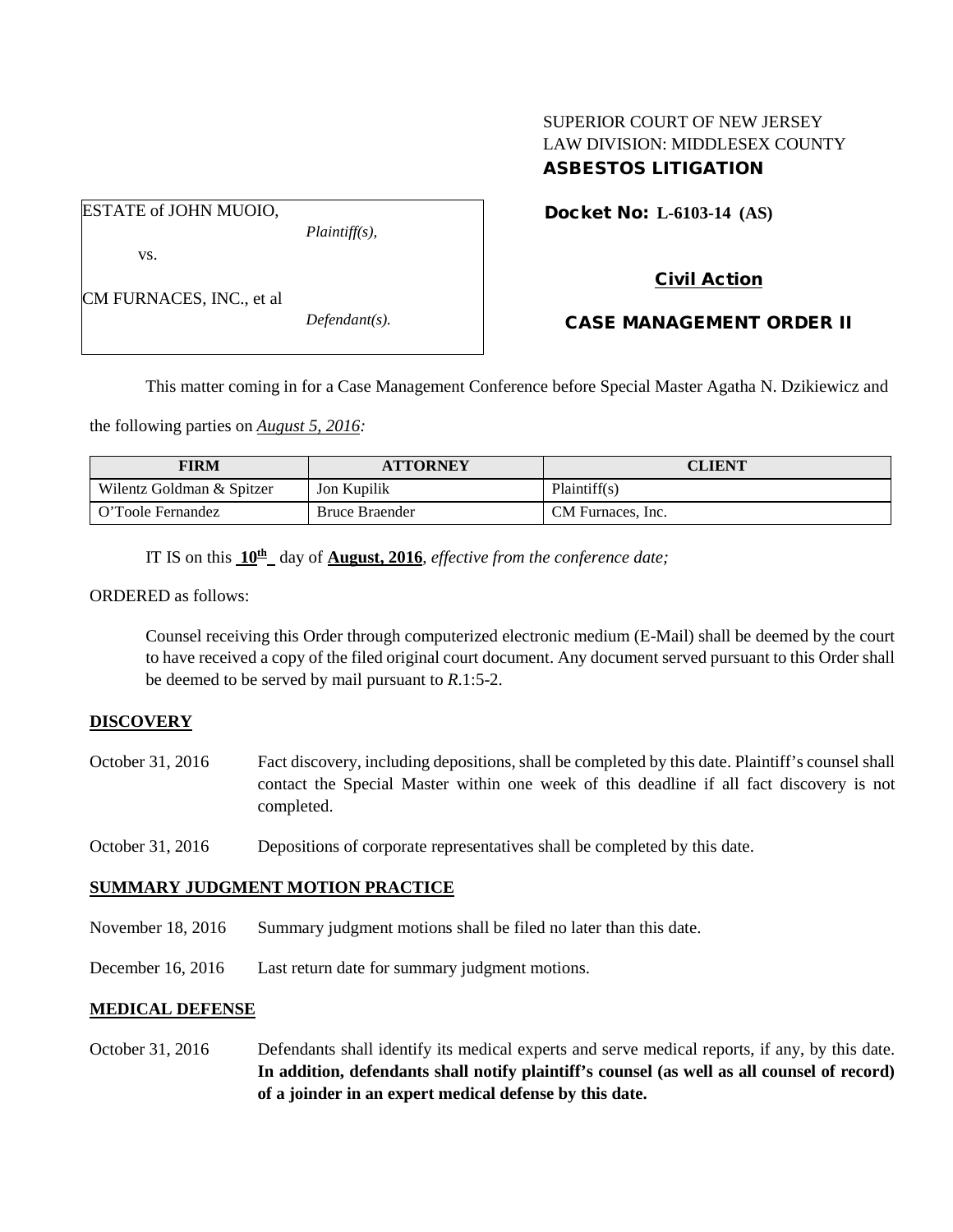SUPERIOR COURT OF NEW JERSEY
LAW DIVISION: MIDDLESEX COUNTY
**ASBESTOS LITIGATION**

ESTATE of JOHN MUOIO,
*Plaintiff(s),*

vs.

CM FURNACES, INC., et al
*Defendant(s).*

**Docket No: L-6103-14 (AS)**

**Civil Action**

**CASE MANAGEMENT ORDER II**

This matter coming in for a Case Management Conference before Special Master Agatha N. Dzikiewicz and the following parties on *August 5, 2016:*

| FIRM | ATTORNEY | CLIENT |
|---|---|---|
| Wilentz Goldman & Spitzer | Jon Kupilik | Plaintiff(s) |
| O'Toole Fernandez | Bruce Braender | CM Furnaces, Inc. |

IT IS on this **10th** day of **August, 2016**, *effective from the conference date;*

ORDERED as follows:

Counsel receiving this Order through computerized electronic medium (E-Mail) shall be deemed by the court to have received a copy of the filed original court document. Any document served pursuant to this Order shall be deemed to be served by mail pursuant to *R*.1:5-2.

**DISCOVERY**

October 31, 2016 — Fact discovery, including depositions, shall be completed by this date. Plaintiff's counsel shall contact the Special Master within one week of this deadline if all fact discovery is not completed.

October 31, 2016 — Depositions of corporate representatives shall be completed by this date.

**SUMMARY JUDGMENT MOTION PRACTICE**

November 18, 2016 — Summary judgment motions shall be filed no later than this date.

December 16, 2016 — Last return date for summary judgment motions.

**MEDICAL DEFENSE**

October 31, 2016 — Defendants shall identify its medical experts and serve medical reports, if any, by this date. **In addition, defendants shall notify plaintiff's counsel (as well as all counsel of record) of a joinder in an expert medical defense by this date.**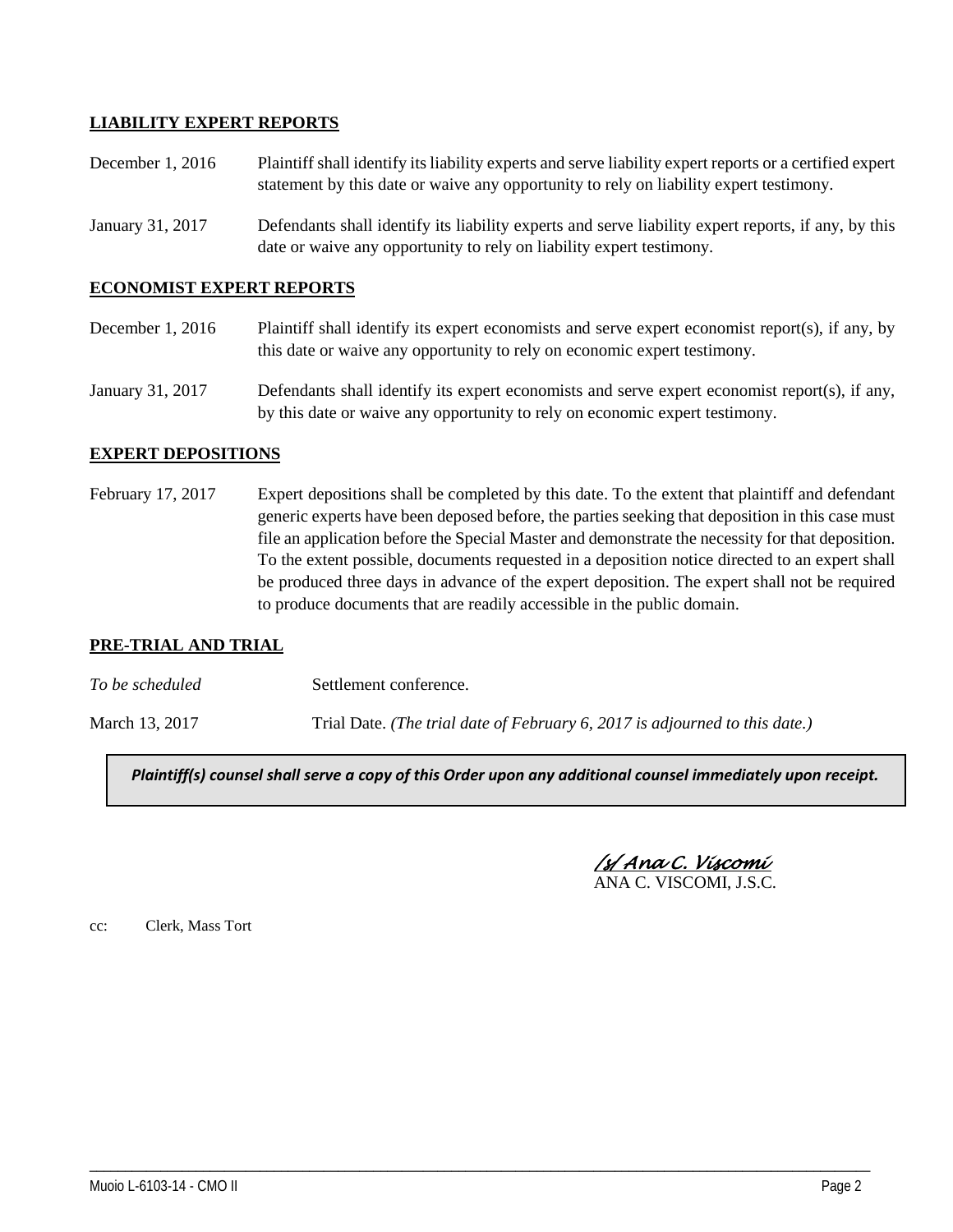**LIABILITY EXPERT REPORTS**

| | |
|---|---|
| December 1, 2016 | Plaintiff shall identify its liability experts and serve liability expert reports or a certified expert statement by this date or waive any opportunity to rely on liability expert testimony. |
| January 31, 2017 | Defendants shall identify its liability experts and serve liability expert reports, if any, by this date or waive any opportunity to rely on liability expert testimony. |

**ECONOMIST EXPERT REPORTS**

| | |
|---|---|
| December 1, 2016 | Plaintiff shall identify its expert economists and serve expert economist report(s), if any, by this date or waive any opportunity to rely on economic expert testimony. |
| January 31, 2017 | Defendants shall identify its expert economists and serve expert economist report(s), if any, by this date or waive any opportunity to rely on economic expert testimony. |

**EXPERT DEPOSITIONS**

| | |
|---|---|
| February 17, 2017 | Expert depositions shall be completed by this date. To the extent that plaintiff and defendant generic experts have been deposed before, the parties seeking that deposition in this case must file an application before the Special Master and demonstrate the necessity for that deposition. To the extent possible, documents requested in a deposition notice directed to an expert shall be produced three days in advance of the expert deposition. The expert shall not be required to produce documents that are readily accessible in the public domain. |

**PRE-TRIAL AND TRIAL**

| | |
|---|---|
| *To be scheduled* | Settlement conference. |
| March 13, 2017 | Trial Date. *(The trial date of February 6, 2017 is adjourned to this date.)* |

***Plaintiff(s) counsel shall serve a copy of this Order upon any additional counsel immediately upon receipt.***

*/s/ Ana C. Viscomi*
ANA C. VISCOMI, J.S.C.

cc: Clerk, Mass Tort

Muoio L-6103-14 - CMO II